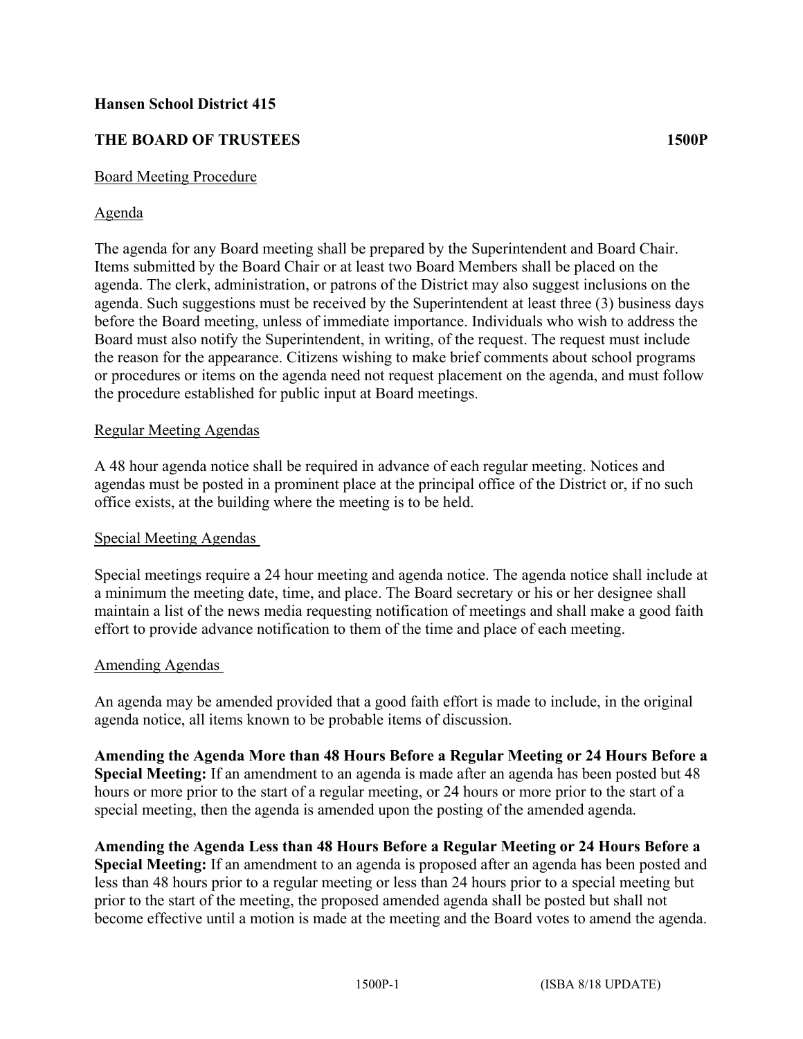**Hansen School District 415**

**THE BOARD OF TRUSTEES** **1500P**

Board Meeting Procedure

Agenda

The agenda for any Board meeting shall be prepared by the Superintendent and Board Chair. Items submitted by the Board Chair or at least two Board Members shall be placed on the agenda. The clerk, administration, or patrons of the District may also suggest inclusions on the agenda. Such suggestions must be received by the Superintendent at least three (3) business days before the Board meeting, unless of immediate importance. Individuals who wish to address the Board must also notify the Superintendent, in writing, of the request. The request must include the reason for the appearance. Citizens wishing to make brief comments about school programs or procedures or items on the agenda need not request placement on the agenda, and must follow the procedure established for public input at Board meetings.

Regular Meeting Agendas

A 48 hour agenda notice shall be required in advance of each regular meeting. Notices and agendas must be posted in a prominent place at the principal office of the District or, if no such office exists, at the building where the meeting is to be held.

Special Meeting Agendas

Special meetings require a 24 hour meeting and agenda notice. The agenda notice shall include at a minimum the meeting date, time, and place. The Board secretary or his or her designee shall maintain a list of the news media requesting notification of meetings and shall make a good faith effort to provide advance notification to them of the time and place of each meeting.

Amending Agendas

An agenda may be amended provided that a good faith effort is made to include, in the original agenda notice, all items known to be probable items of discussion.

**Amending the Agenda More than 48 Hours Before a Regular Meeting or 24 Hours Before a Special Meeting:** If an amendment to an agenda is made after an agenda has been posted but 48 hours or more prior to the start of a regular meeting, or 24 hours or more prior to the start of a special meeting, then the agenda is amended upon the posting of the amended agenda.

**Amending the Agenda Less than 48 Hours Before a Regular Meeting or 24 Hours Before a Special Meeting:** If an amendment to an agenda is proposed after an agenda has been posted and less than 48 hours prior to a regular meeting or less than 24 hours prior to a special meeting but prior to the start of the meeting, the proposed amended agenda shall be posted but shall not become effective until a motion is made at the meeting and the Board votes to amend the agenda.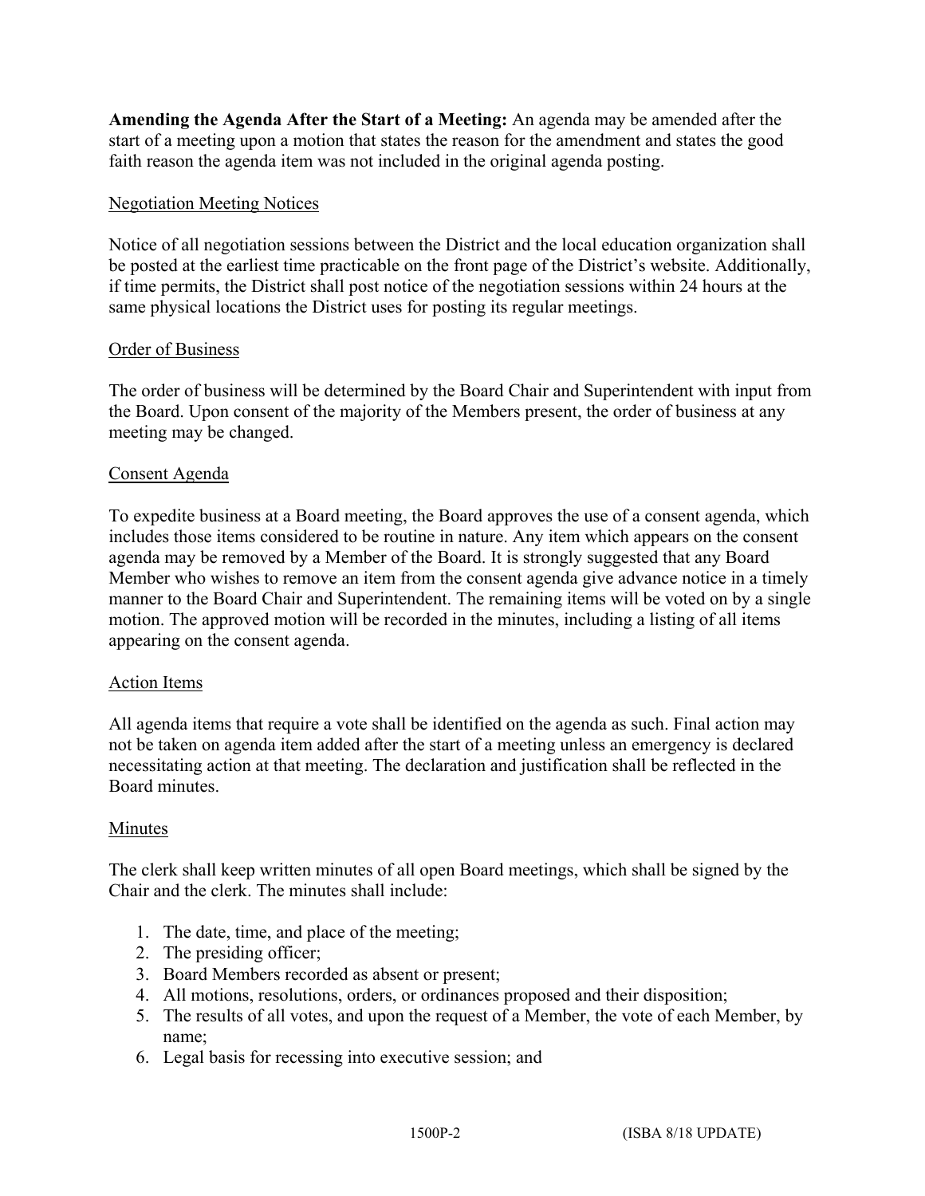**Amending the Agenda After the Start of a Meeting:** An agenda may be amended after the start of a meeting upon a motion that states the reason for the amendment and states the good faith reason the agenda item was not included in the original agenda posting.

## Negotiation Meeting Notices

Notice of all negotiation sessions between the District and the local education organization shall be posted at the earliest time practicable on the front page of the District's website. Additionally, if time permits, the District shall post notice of the negotiation sessions within 24 hours at the same physical locations the District uses for posting its regular meetings.

## Order of Business

The order of business will be determined by the Board Chair and Superintendent with input from the Board. Upon consent of the majority of the Members present, the order of business at any meeting may be changed.

## Consent Agenda

To expedite business at a Board meeting, the Board approves the use of a consent agenda, which includes those items considered to be routine in nature. Any item which appears on the consent agenda may be removed by a Member of the Board. It is strongly suggested that any Board Member who wishes to remove an item from the consent agenda give advance notice in a timely manner to the Board Chair and Superintendent. The remaining items will be voted on by a single motion. The approved motion will be recorded in the minutes, including a listing of all items appearing on the consent agenda.

## Action Items

All agenda items that require a vote shall be identified on the agenda as such. Final action may not be taken on agenda item added after the start of a meeting unless an emergency is declared necessitating action at that meeting. The declaration and justification shall be reflected in the Board minutes.

## Minutes

The clerk shall keep written minutes of all open Board meetings, which shall be signed by the Chair and the clerk. The minutes shall include:

1. The date, time, and place of the meeting;
2. The presiding officer;
3. Board Members recorded as absent or present;
4. All motions, resolutions, orders, or ordinances proposed and their disposition;
5. The results of all votes, and upon the request of a Member, the vote of each Member, by name;
6. Legal basis for recessing into executive session; and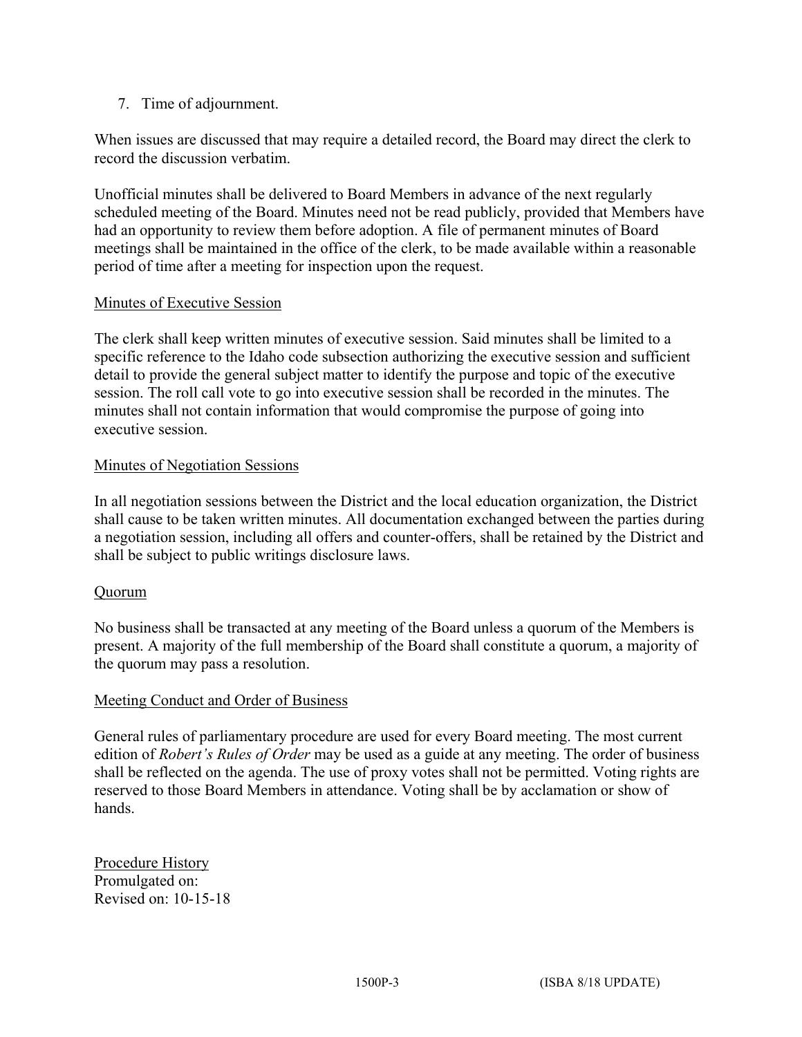7. Time of adjournment.

When issues are discussed that may require a detailed record, the Board may direct the clerk to record the discussion verbatim.

Unofficial minutes shall be delivered to Board Members in advance of the next regularly scheduled meeting of the Board. Minutes need not be read publicly, provided that Members have had an opportunity to review them before adoption. A file of permanent minutes of Board meetings shall be maintained in the office of the clerk, to be made available within a reasonable period of time after a meeting for inspection upon the request.

## Minutes of Executive Session

The clerk shall keep written minutes of executive session. Said minutes shall be limited to a specific reference to the Idaho code subsection authorizing the executive session and sufficient detail to provide the general subject matter to identify the purpose and topic of the executive session. The roll call vote to go into executive session shall be recorded in the minutes. The minutes shall not contain information that would compromise the purpose of going into executive session.

## Minutes of Negotiation Sessions

In all negotiation sessions between the District and the local education organization, the District shall cause to be taken written minutes. All documentation exchanged between the parties during a negotiation session, including all offers and counter-offers, shall be retained by the District and shall be subject to public writings disclosure laws.

## Quorum

No business shall be transacted at any meeting of the Board unless a quorum of the Members is present. A majority of the full membership of the Board shall constitute a quorum, a majority of the quorum may pass a resolution.

## Meeting Conduct and Order of Business

General rules of parliamentary procedure are used for every Board meeting. The most current edition of *Robert's Rules of Order* may be used as a guide at any meeting. The order of business shall be reflected on the agenda. The use of proxy votes shall not be permitted. Voting rights are reserved to those Board Members in attendance. Voting shall be by acclamation or show of hands.

## Procedure History

Promulgated on:
Revised on: 10-15-18

1500P-3 (ISBA 8/18 UPDATE)